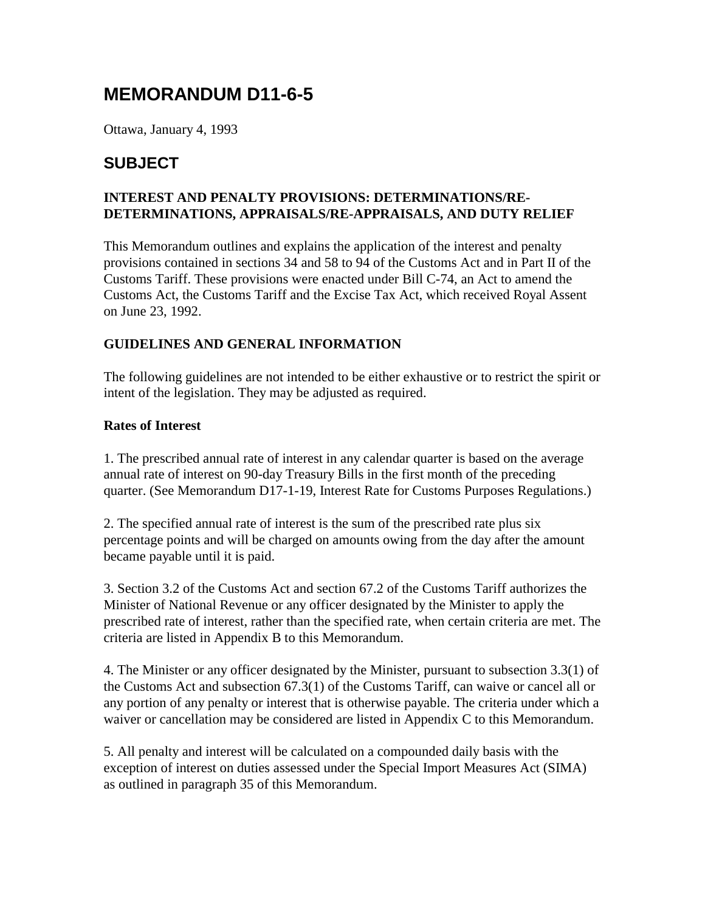# MEMORANDUM D11-6-5

Ottawa, January 4, 1993

## SUBJECT

### INTEREST AND PENALTY PROVISIONS: DETERMINATIONS/RE-DETERMINATIONS, APPRAISALS/RE-APPRAISALS, AND DUTY RELIEF

This Memorandum outlines and explains the application of the interest and penalty provisions contained in sections 34 and 58 to 94 of the Customs Act and in Part II of the Customs Tariff. These provisions were enacted under Bill C-74, an Act to amend the Customs Act, the Customs Tariff and the Excise Tax Act, which received Royal Assent on June 23, 1992.

### GUIDELINES AND GENERAL INFORMATION

The following guidelines are not intended to be either exhaustive or to restrict the spirit or intent of the legislation. They may be adjusted as required.

**Rates of Interest**

1. The prescribed annual rate of interest in any calendar quarter is based on the average annual rate of interest on 90-day Treasury Bills in the first month of the preceding quarter. (See Memorandum D17-1-19, Interest Rate for Customs Purposes Regulations.)

2. The specified annual rate of interest is the sum of the prescribed rate plus six percentage points and will be charged on amounts owing from the day after the amount became payable until it is paid.

3. Section 3.2 of the Customs Act and section 67.2 of the Customs Tariff authorizes the Minister of National Revenue or any officer designated by the Minister to apply the prescribed rate of interest, rather than the specified rate, when certain criteria are met. The criteria are listed in Appendix B to this Memorandum.

4. The Minister or any officer designated by the Minister, pursuant to subsection 3.3(1) of the Customs Act and subsection 67.3(1) of the Customs Tariff, can waive or cancel all or any portion of any penalty or interest that is otherwise payable. The criteria under which a waiver or cancellation may be considered are listed in Appendix C to this Memorandum.

5. All penalty and interest will be calculated on a compounded daily basis with the exception of interest on duties assessed under the Special Import Measures Act (SIMA) as outlined in paragraph 35 of this Memorandum.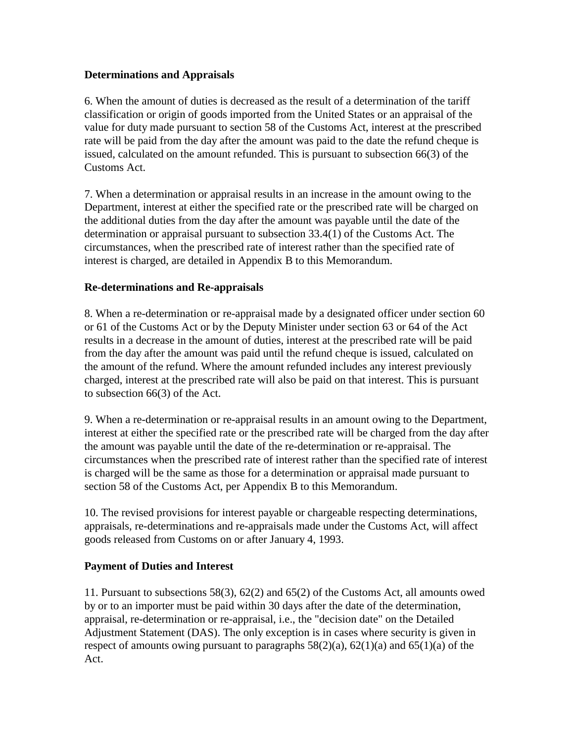**Determinations and Appraisals**

6. When the amount of duties is decreased as the result of a determination of the tariff classification or origin of goods imported from the United States or an appraisal of the value for duty made pursuant to section 58 of the Customs Act, interest at the prescribed rate will be paid from the day after the amount was paid to the date the refund cheque is issued, calculated on the amount refunded. This is pursuant to subsection 66(3) of the Customs Act.

7. When a determination or appraisal results in an increase in the amount owing to the Department, interest at either the specified rate or the prescribed rate will be charged on the additional duties from the day after the amount was payable until the date of the determination or appraisal pursuant to subsection 33.4(1) of the Customs Act. The circumstances, when the prescribed rate of interest rather than the specified rate of interest is charged, are detailed in Appendix B to this Memorandum.

**Re-determinations and Re-appraisals**

8. When a re-determination or re-appraisal made by a designated officer under section 60 or 61 of the Customs Act or by the Deputy Minister under section 63 or 64 of the Act results in a decrease in the amount of duties, interest at the prescribed rate will be paid from the day after the amount was paid until the refund cheque is issued, calculated on the amount of the refund. Where the amount refunded includes any interest previously charged, interest at the prescribed rate will also be paid on that interest. This is pursuant to subsection 66(3) of the Act.

9. When a re-determination or re-appraisal results in an amount owing to the Department, interest at either the specified rate or the prescribed rate will be charged from the day after the amount was payable until the date of the re-determination or re-appraisal. The circumstances when the prescribed rate of interest rather than the specified rate of interest is charged will be the same as those for a determination or appraisal made pursuant to section 58 of the Customs Act, per Appendix B to this Memorandum.

10. The revised provisions for interest payable or chargeable respecting determinations, appraisals, re-determinations and re-appraisals made under the Customs Act, will affect goods released from Customs on or after January 4, 1993.

**Payment of Duties and Interest**

11. Pursuant to subsections 58(3), 62(2) and 65(2) of the Customs Act, all amounts owed by or to an importer must be paid within 30 days after the date of the determination, appraisal, re-determination or re-appraisal, i.e., the "decision date" on the Detailed Adjustment Statement (DAS). The only exception is in cases where security is given in respect of amounts owing pursuant to paragraphs 58(2)(a), 62(1)(a) and 65(1)(a) of the Act.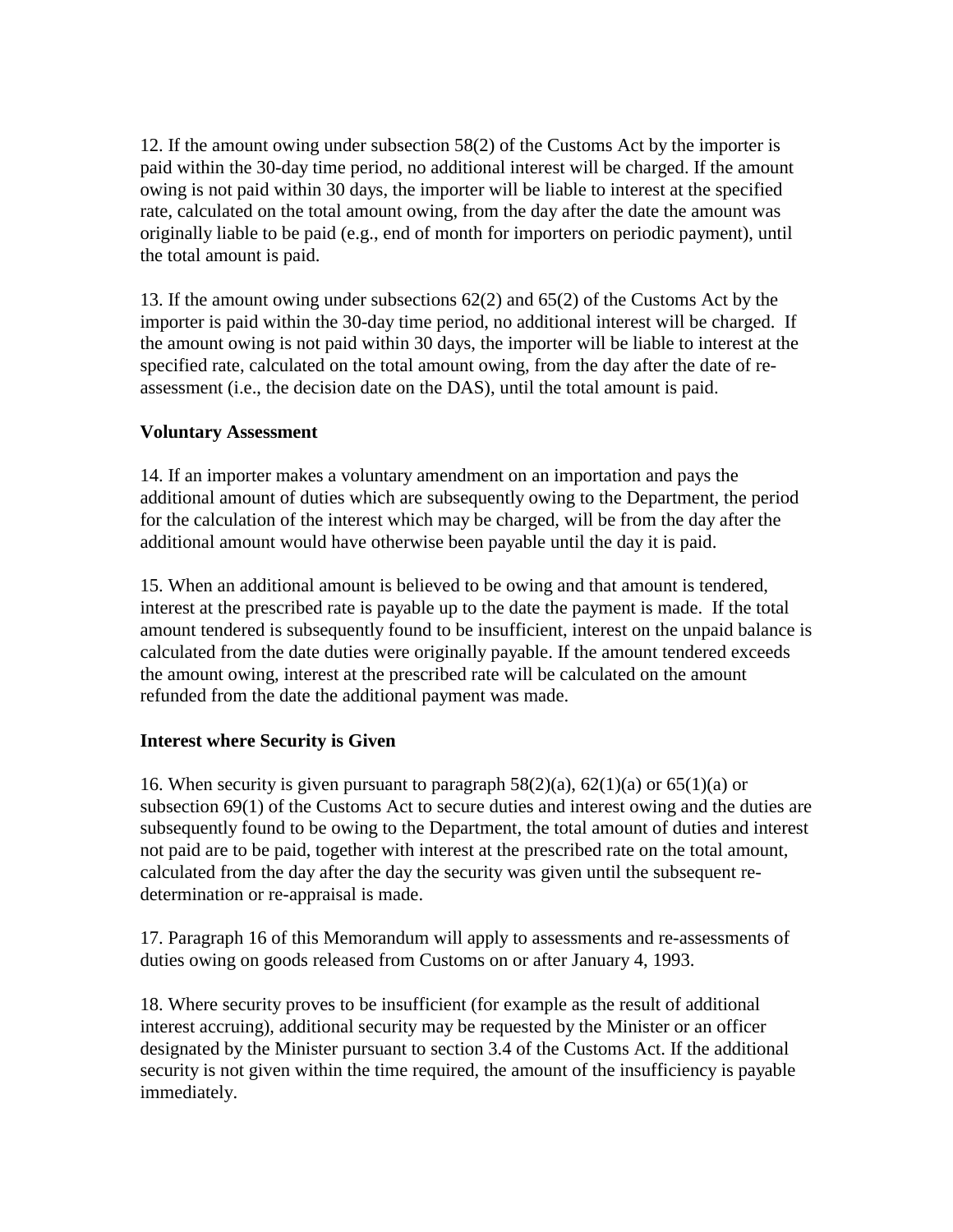12. If the amount owing under subsection 58(2) of the Customs Act by the importer is paid within the 30-day time period, no additional interest will be charged. If the amount owing is not paid within 30 days, the importer will be liable to interest at the specified rate, calculated on the total amount owing, from the day after the date the amount was originally liable to be paid (e.g., end of month for importers on periodic payment), until the total amount is paid.

13. If the amount owing under subsections 62(2) and 65(2) of the Customs Act by the importer is paid within the 30-day time period, no additional interest will be charged. If the amount owing is not paid within 30 days, the importer will be liable to interest at the specified rate, calculated on the total amount owing, from the day after the date of re-assessment (i.e., the decision date on the DAS), until the total amount is paid.

**Voluntary Assessment**

14. If an importer makes a voluntary amendment on an importation and pays the additional amount of duties which are subsequently owing to the Department, the period for the calculation of the interest which may be charged, will be from the day after the additional amount would have otherwise been payable until the day it is paid.

15. When an additional amount is believed to be owing and that amount is tendered, interest at the prescribed rate is payable up to the date the payment is made. If the total amount tendered is subsequently found to be insufficient, interest on the unpaid balance is calculated from the date duties were originally payable. If the amount tendered exceeds the amount owing, interest at the prescribed rate will be calculated on the amount refunded from the date the additional payment was made.

**Interest where Security is Given**

16. When security is given pursuant to paragraph 58(2)(a), 62(1)(a) or 65(1)(a) or subsection 69(1) of the Customs Act to secure duties and interest owing and the duties are subsequently found to be owing to the Department, the total amount of duties and interest not paid are to be paid, together with interest at the prescribed rate on the total amount, calculated from the day after the day the security was given until the subsequent re-determination or re-appraisal is made.

17. Paragraph 16 of this Memorandum will apply to assessments and re-assessments of duties owing on goods released from Customs on or after January 4, 1993.

18. Where security proves to be insufficient (for example as the result of additional interest accruing), additional security may be requested by the Minister or an officer designated by the Minister pursuant to section 3.4 of the Customs Act. If the additional security is not given within the time required, the amount of the insufficiency is payable immediately.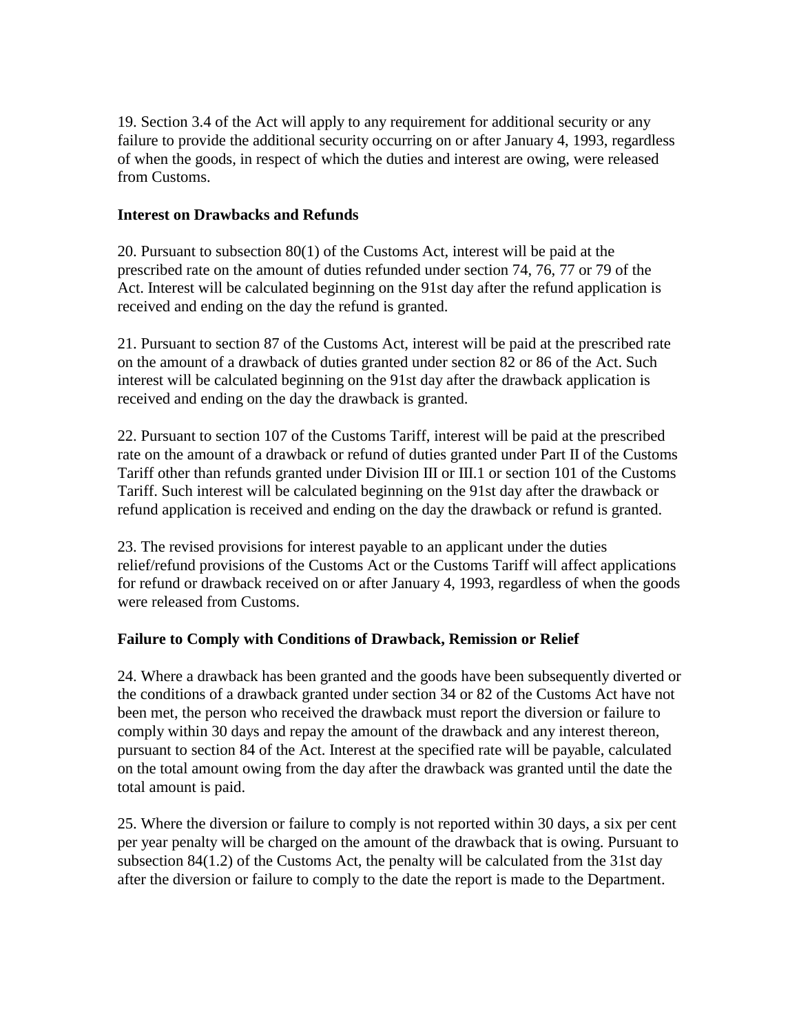19. Section 3.4 of the Act will apply to any requirement for additional security or any failure to provide the additional security occurring on or after January 4, 1993, regardless of when the goods, in respect of which the duties and interest are owing, were released from Customs.

**Interest on Drawbacks and Refunds**

20. Pursuant to subsection 80(1) of the Customs Act, interest will be paid at the prescribed rate on the amount of duties refunded under section 74, 76, 77 or 79 of the Act. Interest will be calculated beginning on the 91st day after the refund application is received and ending on the day the refund is granted.

21. Pursuant to section 87 of the Customs Act, interest will be paid at the prescribed rate on the amount of a drawback of duties granted under section 82 or 86 of the Act. Such interest will be calculated beginning on the 91st day after the drawback application is received and ending on the day the drawback is granted.

22. Pursuant to section 107 of the Customs Tariff, interest will be paid at the prescribed rate on the amount of a drawback or refund of duties granted under Part II of the Customs Tariff other than refunds granted under Division III or III.1 or section 101 of the Customs Tariff. Such interest will be calculated beginning on the 91st day after the drawback or refund application is received and ending on the day the drawback or refund is granted.

23. The revised provisions for interest payable to an applicant under the duties relief/refund provisions of the Customs Act or the Customs Tariff will affect applications for refund or drawback received on or after January 4, 1993, regardless of when the goods were released from Customs.

**Failure to Comply with Conditions of Drawback, Remission or Relief**

24. Where a drawback has been granted and the goods have been subsequently diverted or the conditions of a drawback granted under section 34 or 82 of the Customs Act have not been met, the person who received the drawback must report the diversion or failure to comply within 30 days and repay the amount of the drawback and any interest thereon, pursuant to section 84 of the Act. Interest at the specified rate will be payable, calculated on the total amount owing from the day after the drawback was granted until the date the total amount is paid.

25. Where the diversion or failure to comply is not reported within 30 days, a six per cent per year penalty will be charged on the amount of the drawback that is owing. Pursuant to subsection 84(1.2) of the Customs Act, the penalty will be calculated from the 31st day after the diversion or failure to comply to the date the report is made to the Department.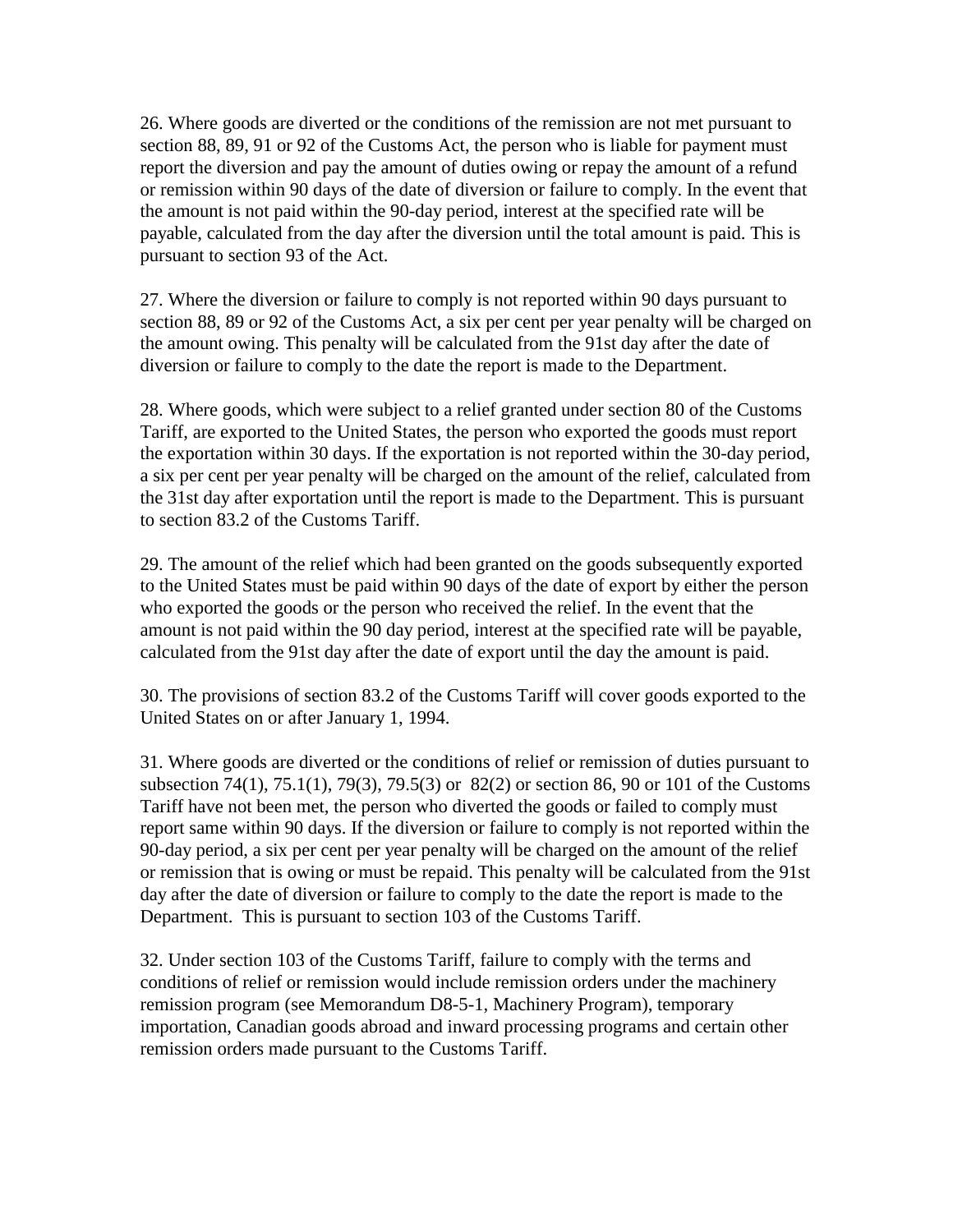26. Where goods are diverted or the conditions of the remission are not met pursuant to section 88, 89, 91 or 92 of the Customs Act, the person who is liable for payment must report the diversion and pay the amount of duties owing or repay the amount of a refund or remission within 90 days of the date of diversion or failure to comply. In the event that the amount is not paid within the 90-day period, interest at the specified rate will be payable, calculated from the day after the diversion until the total amount is paid. This is pursuant to section 93 of the Act.

27. Where the diversion or failure to comply is not reported within 90 days pursuant to section 88, 89 or 92 of the Customs Act, a six per cent per year penalty will be charged on the amount owing. This penalty will be calculated from the 91st day after the date of diversion or failure to comply to the date the report is made to the Department.

28. Where goods, which were subject to a relief granted under section 80 of the Customs Tariff, are exported to the United States, the person who exported the goods must report the exportation within 30 days. If the exportation is not reported within the 30-day period, a six per cent per year penalty will be charged on the amount of the relief, calculated from the 31st day after exportation until the report is made to the Department. This is pursuant to section 83.2 of the Customs Tariff.

29. The amount of the relief which had been granted on the goods subsequently exported to the United States must be paid within 90 days of the date of export by either the person who exported the goods or the person who received the relief. In the event that the amount is not paid within the 90 day period, interest at the specified rate will be payable, calculated from the 91st day after the date of export until the day the amount is paid.

30. The provisions of section 83.2 of the Customs Tariff will cover goods exported to the United States on or after January 1, 1994.

31. Where goods are diverted or the conditions of relief or remission of duties pursuant to subsection 74(1), 75.1(1), 79(3), 79.5(3) or 82(2) or section 86, 90 or 101 of the Customs Tariff have not been met, the person who diverted the goods or failed to comply must report same within 90 days. If the diversion or failure to comply is not reported within the 90-day period, a six per cent per year penalty will be charged on the amount of the relief or remission that is owing or must be repaid. This penalty will be calculated from the 91st day after the date of diversion or failure to comply to the date the report is made to the Department. This is pursuant to section 103 of the Customs Tariff.

32. Under section 103 of the Customs Tariff, failure to comply with the terms and conditions of relief or remission would include remission orders under the machinery remission program (see Memorandum D8-5-1, Machinery Program), temporary importation, Canadian goods abroad and inward processing programs and certain other remission orders made pursuant to the Customs Tariff.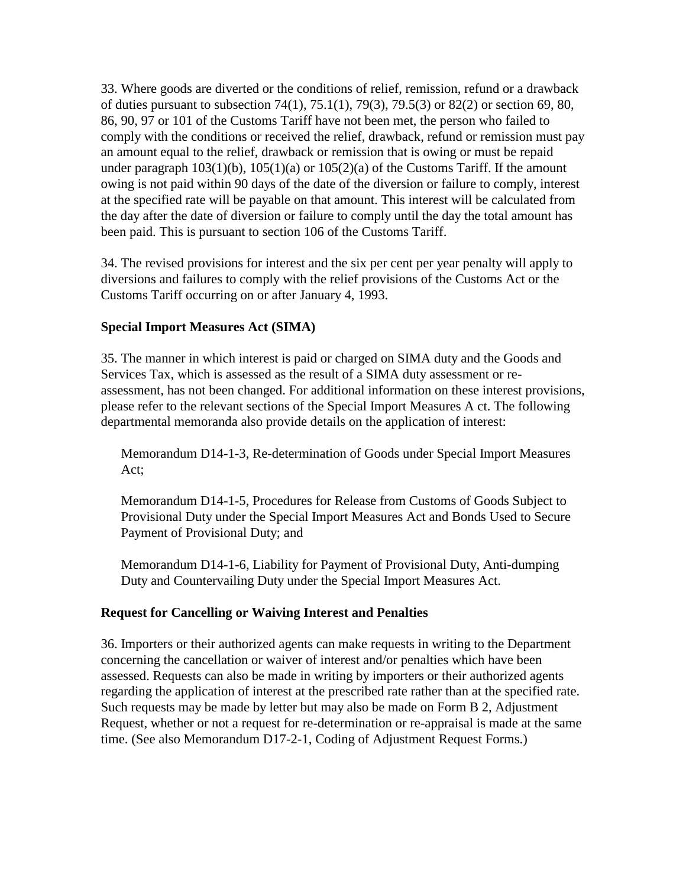33. Where goods are diverted or the conditions of relief, remission, refund or a drawback of duties pursuant to subsection 74(1), 75.1(1), 79(3), 79.5(3) or 82(2) or section 69, 80, 86, 90, 97 or 101 of the Customs Tariff have not been met, the person who failed to comply with the conditions or received the relief, drawback, refund or remission must pay an amount equal to the relief, drawback or remission that is owing or must be repaid under paragraph 103(1)(b), 105(1)(a) or 105(2)(a) of the Customs Tariff. If the amount owing is not paid within 90 days of the date of the diversion or failure to comply, interest at the specified rate will be payable on that amount. This interest will be calculated from the day after the date of diversion or failure to comply until the day the total amount has been paid. This is pursuant to section 106 of the Customs Tariff.

34. The revised provisions for interest and the six per cent per year penalty will apply to diversions and failures to comply with the relief provisions of the Customs Act or the Customs Tariff occurring on or after January 4, 1993.

**Special Import Measures Act (SIMA)**

35. The manner in which interest is paid or charged on SIMA duty and the Goods and Services Tax, which is assessed as the result of a SIMA duty assessment or re-assessment, has not been changed. For additional information on these interest provisions, please refer to the relevant sections of the Special Import Measures A ct. The following departmental memoranda also provide details on the application of interest:

Memorandum D14-1-3, Re-determination of Goods under Special Import Measures Act;

Memorandum D14-1-5, Procedures for Release from Customs of Goods Subject to Provisional Duty under the Special Import Measures Act and Bonds Used to Secure Payment of Provisional Duty; and

Memorandum D14-1-6, Liability for Payment of Provisional Duty, Anti-dumping Duty and Countervailing Duty under the Special Import Measures Act.

**Request for Cancelling or Waiving Interest and Penalties**

36. Importers or their authorized agents can make requests in writing to the Department concerning the cancellation or waiver of interest and/or penalties which have been assessed. Requests can also be made in writing by importers or their authorized agents regarding the application of interest at the prescribed rate rather than at the specified rate. Such requests may be made by letter but may also be made on Form B 2, Adjustment Request, whether or not a request for re-determination or re-appraisal is made at the same time. (See also Memorandum D17-2-1, Coding of Adjustment Request Forms.)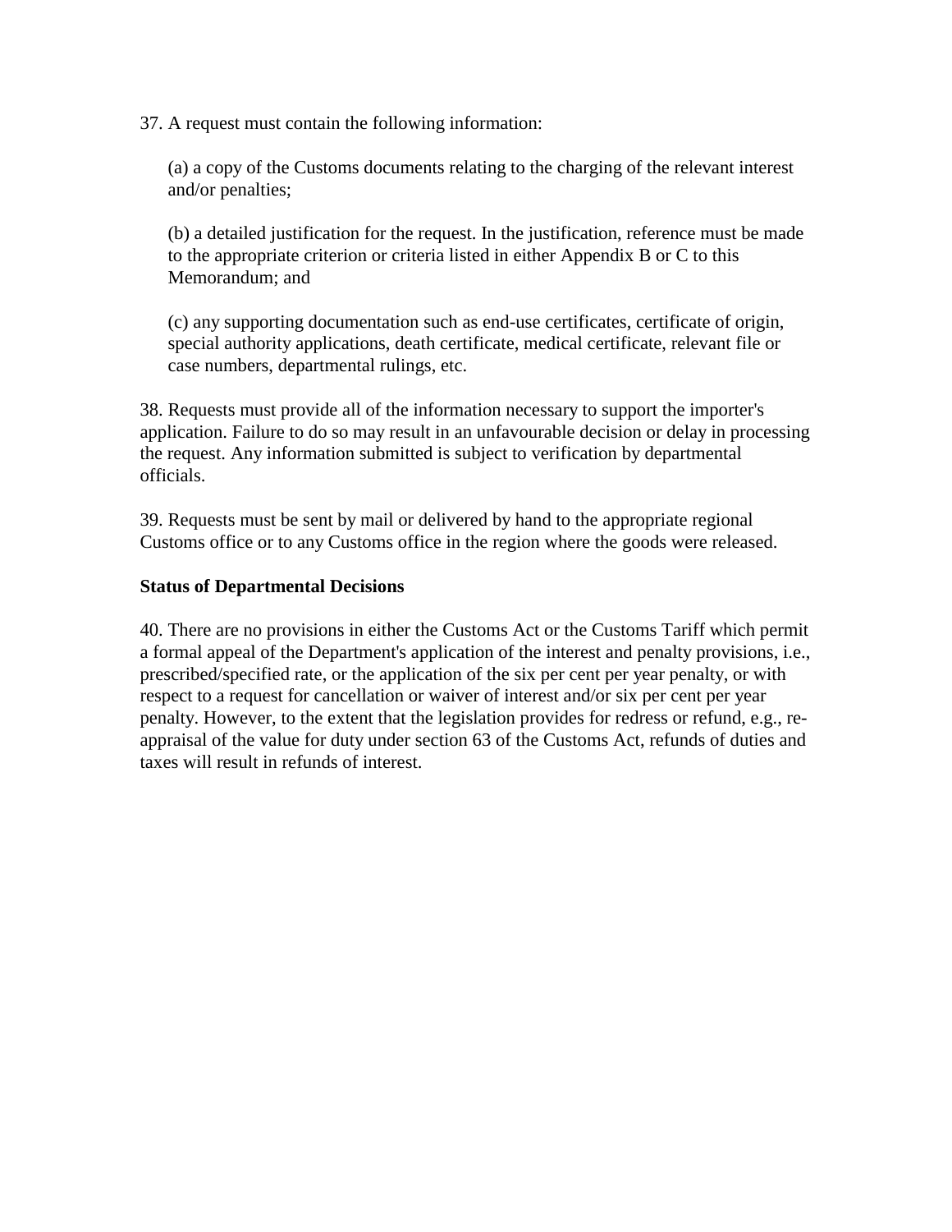37. A request must contain the following information:

(a) a copy of the Customs documents relating to the charging of the relevant interest and/or penalties;

(b) a detailed justification for the request. In the justification, reference must be made to the appropriate criterion or criteria listed in either Appendix B or C to this Memorandum; and

(c) any supporting documentation such as end-use certificates, certificate of origin, special authority applications, death certificate, medical certificate, relevant file or case numbers, departmental rulings, etc.

38. Requests must provide all of the information necessary to support the importer's application. Failure to do so may result in an unfavourable decision or delay in processing the request. Any information submitted is subject to verification by departmental officials.

39. Requests must be sent by mail or delivered by hand to the appropriate regional Customs office or to any Customs office in the region where the goods were released.

**Status of Departmental Decisions**

40. There are no provisions in either the Customs Act or the Customs Tariff which permit a formal appeal of the Department's application of the interest and penalty provisions, i.e., prescribed/specified rate, or the application of the six per cent per year penalty, or with respect to a request for cancellation or waiver of interest and/or six per cent per year penalty. However, to the extent that the legislation provides for redress or refund, e.g., re-appraisal of the value for duty under section 63 of the Customs Act, refunds of duties and taxes will result in refunds of interest.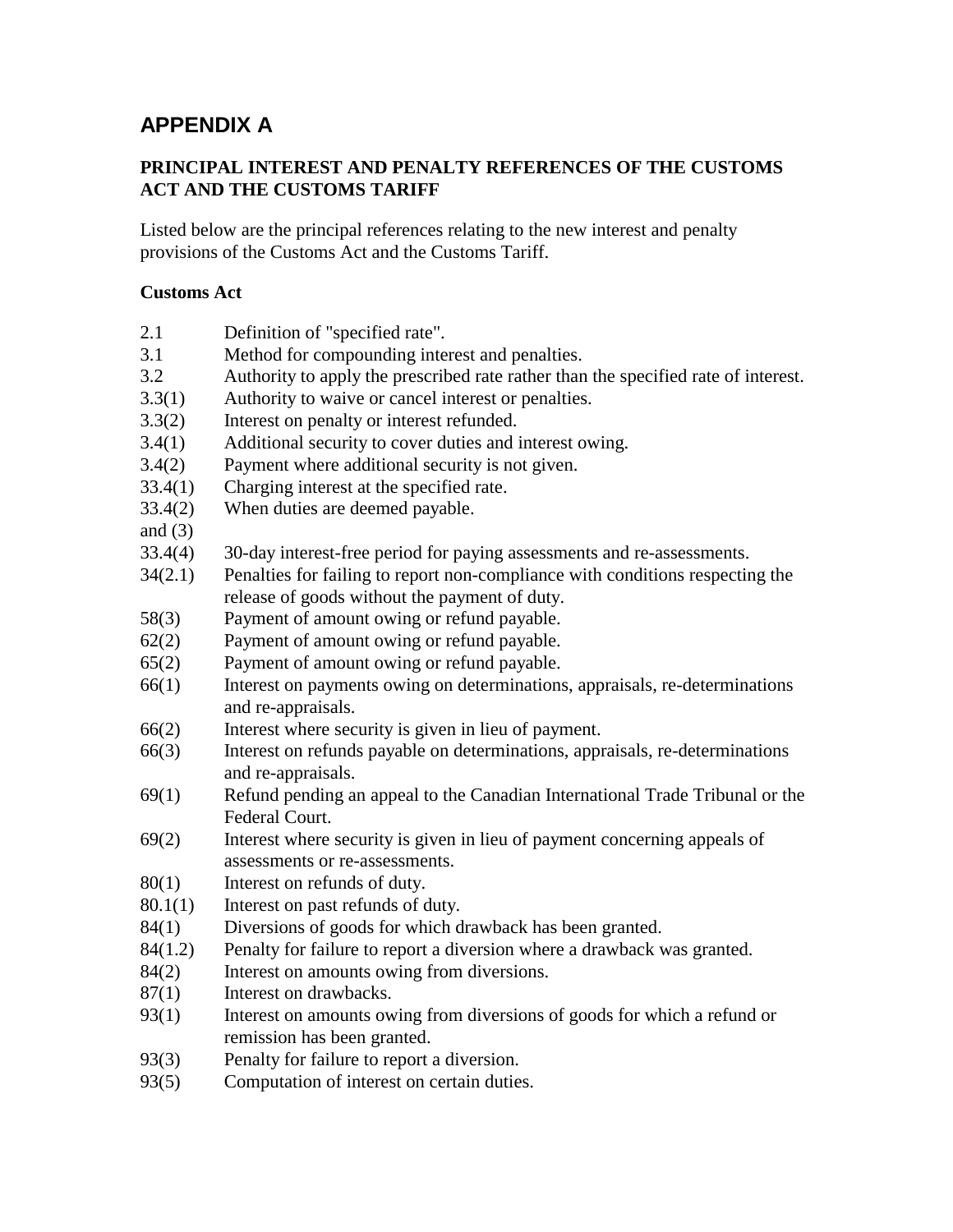# APPENDIX A

## PRINCIPAL INTEREST AND PENALTY REFERENCES OF THE CUSTOMS ACT AND THE CUSTOMS TARIFF

Listed below are the principal references relating to the new interest and penalty provisions of the Customs Act and the Customs Tariff.

### Customs Act

| | |
|---|---|
| 2.1 | Definition of "specified rate". |
| 3.1 | Method for compounding interest and penalties. |
| 3.2 | Authority to apply the prescribed rate rather than the specified rate of interest. |
| 3.3(1) | Authority to waive or cancel interest or penalties. |
| 3.3(2) | Interest on penalty or interest refunded. |
| 3.4(1) | Additional security to cover duties and interest owing. |
| 3.4(2) | Payment where additional security is not given. |
| 33.4(1) | Charging interest at the specified rate. |
| 33.4(2) and (3) | When duties are deemed payable. |
| 33.4(4) | 30-day interest-free period for paying assessments and re-assessments. |
| 34(2.1) | Penalties for failing to report non-compliance with conditions respecting the release of goods without the payment of duty. |
| 58(3) | Payment of amount owing or refund payable. |
| 62(2) | Payment of amount owing or refund payable. |
| 65(2) | Payment of amount owing or refund payable. |
| 66(1) | Interest on payments owing on determinations, appraisals, re-determinations and re-appraisals. |
| 66(2) | Interest where security is given in lieu of payment. |
| 66(3) | Interest on refunds payable on determinations, appraisals, re-determinations and re-appraisals. |
| 69(1) | Refund pending an appeal to the Canadian International Trade Tribunal or the Federal Court. |
| 69(2) | Interest where security is given in lieu of payment concerning appeals of assessments or re-assessments. |
| 80(1) | Interest on refunds of duty. |
| 80.1(1) | Interest on past refunds of duty. |
| 84(1) | Diversions of goods for which drawback has been granted. |
| 84(1.2) | Penalty for failure to report a diversion where a drawback was granted. |
| 84(2) | Interest on amounts owing from diversions. |
| 87(1) | Interest on drawbacks. |
| 93(1) | Interest on amounts owing from diversions of goods for which a refund or remission has been granted. |
| 93(3) | Penalty for failure to report a diversion. |
| 93(5) | Computation of interest on certain duties. |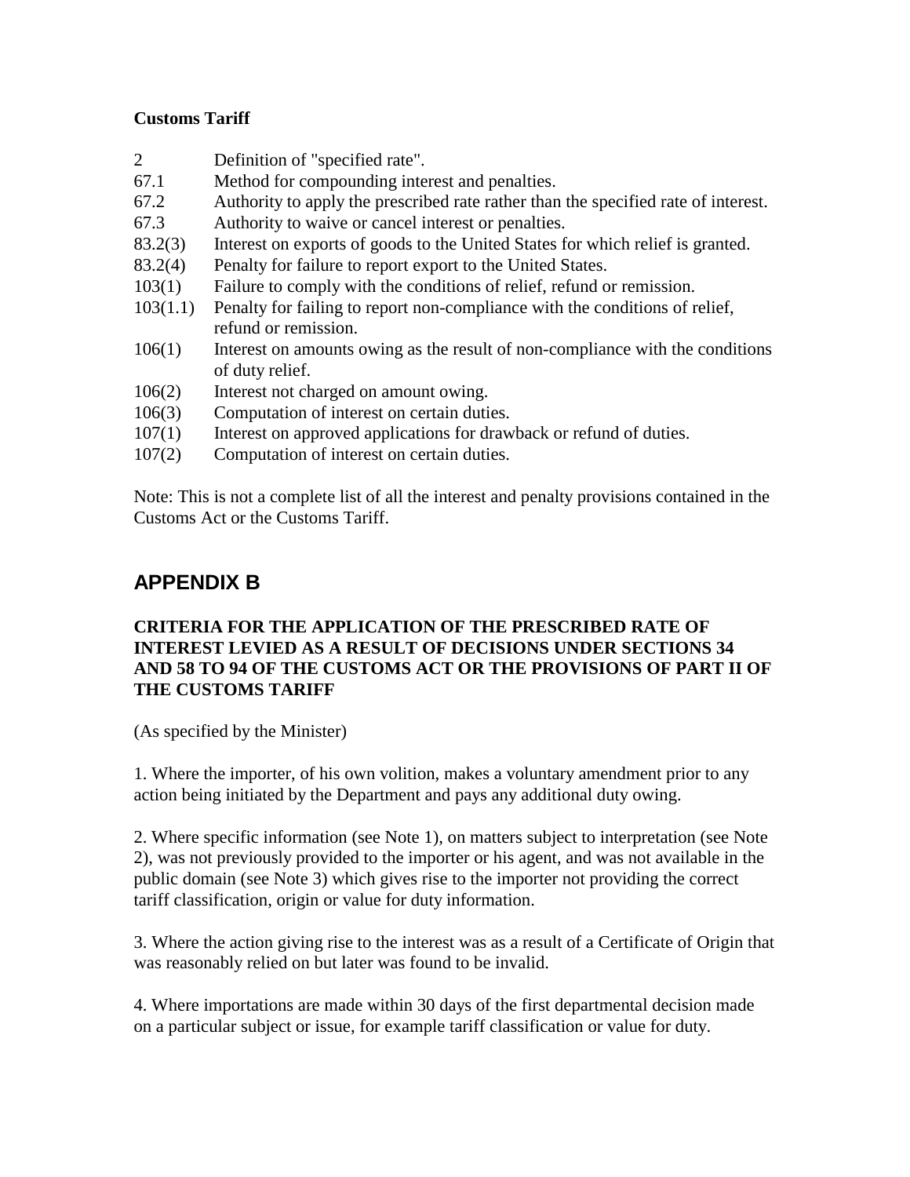**Customs Tariff**

| | |
|---|---|
| 2 | Definition of "specified rate". |
| 67.1 | Method for compounding interest and penalties. |
| 67.2 | Authority to apply the prescribed rate rather than the specified rate of interest. |
| 67.3 | Authority to waive or cancel interest or penalties. |
| 83.2(3) | Interest on exports of goods to the United States for which relief is granted. |
| 83.2(4) | Penalty for failure to report export to the United States. |
| 103(1) | Failure to comply with the conditions of relief, refund or remission. |
| 103(1.1) | Penalty for failing to report non-compliance with the conditions of relief, refund or remission. |
| 106(1) | Interest on amounts owing as the result of non-compliance with the conditions of duty relief. |
| 106(2) | Interest not charged on amount owing. |
| 106(3) | Computation of interest on certain duties. |
| 107(1) | Interest on approved applications for drawback or refund of duties. |
| 107(2) | Computation of interest on certain duties. |

Note: This is not a complete list of all the interest and penalty provisions contained in the Customs Act or the Customs Tariff.

## APPENDIX B

**CRITERIA FOR THE APPLICATION OF THE PRESCRIBED RATE OF INTEREST LEVIED AS A RESULT OF DECISIONS UNDER SECTIONS 34 AND 58 TO 94 OF THE CUSTOMS ACT OR THE PROVISIONS OF PART II OF THE CUSTOMS TARIFF**

(As specified by the Minister)

1. Where the importer, of his own volition, makes a voluntary amendment prior to any action being initiated by the Department and pays any additional duty owing.

2. Where specific information (see Note 1), on matters subject to interpretation (see Note 2), was not previously provided to the importer or his agent, and was not available in the public domain (see Note 3) which gives rise to the importer not providing the correct tariff classification, origin or value for duty information.

3. Where the action giving rise to the interest was as a result of a Certificate of Origin that was reasonably relied on but later was found to be invalid.

4. Where importations are made within 30 days of the first departmental decision made on a particular subject or issue, for example tariff classification or value for duty.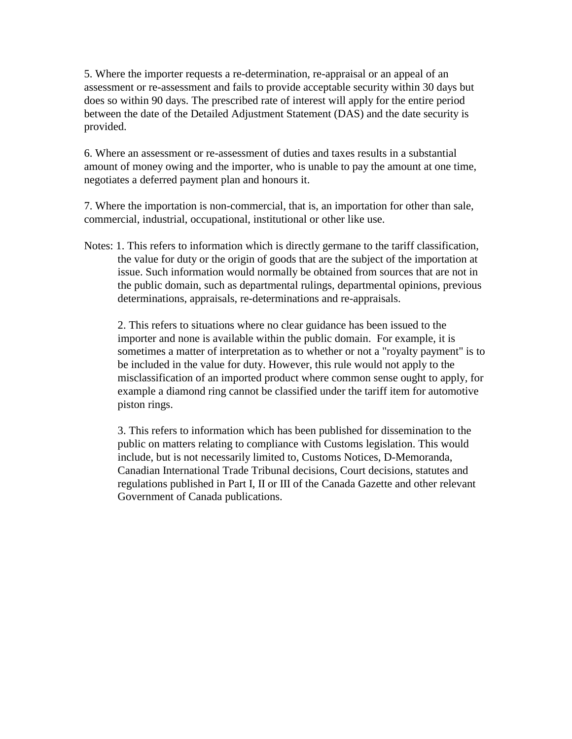5. Where the importer requests a re-determination, re-appraisal or an appeal of an assessment or re-assessment and fails to provide acceptable security within 30 days but does so within 90 days. The prescribed rate of interest will apply for the entire period between the date of the Detailed Adjustment Statement (DAS) and the date security is provided.

6. Where an assessment or re-assessment of duties and taxes results in a substantial amount of money owing and the importer, who is unable to pay the amount at one time, negotiates a deferred payment plan and honours it.

7. Where the importation is non-commercial, that is, an importation for other than sale, commercial, industrial, occupational, institutional or other like use.

Notes: 1. This refers to information which is directly germane to the tariff classification, the value for duty or the origin of goods that are the subject of the importation at issue. Such information would normally be obtained from sources that are not in the public domain, such as departmental rulings, departmental opinions, previous determinations, appraisals, re-determinations and re-appraisals.

2. This refers to situations where no clear guidance has been issued to the importer and none is available within the public domain. For example, it is sometimes a matter of interpretation as to whether or not a "royalty payment" is to be included in the value for duty. However, this rule would not apply to the misclassification of an imported product where common sense ought to apply, for example a diamond ring cannot be classified under the tariff item for automotive piston rings.

3. This refers to information which has been published for dissemination to the public on matters relating to compliance with Customs legislation. This would include, but is not necessarily limited to, Customs Notices, D-Memoranda, Canadian International Trade Tribunal decisions, Court decisions, statutes and regulations published in Part I, II or III of the Canada Gazette and other relevant Government of Canada publications.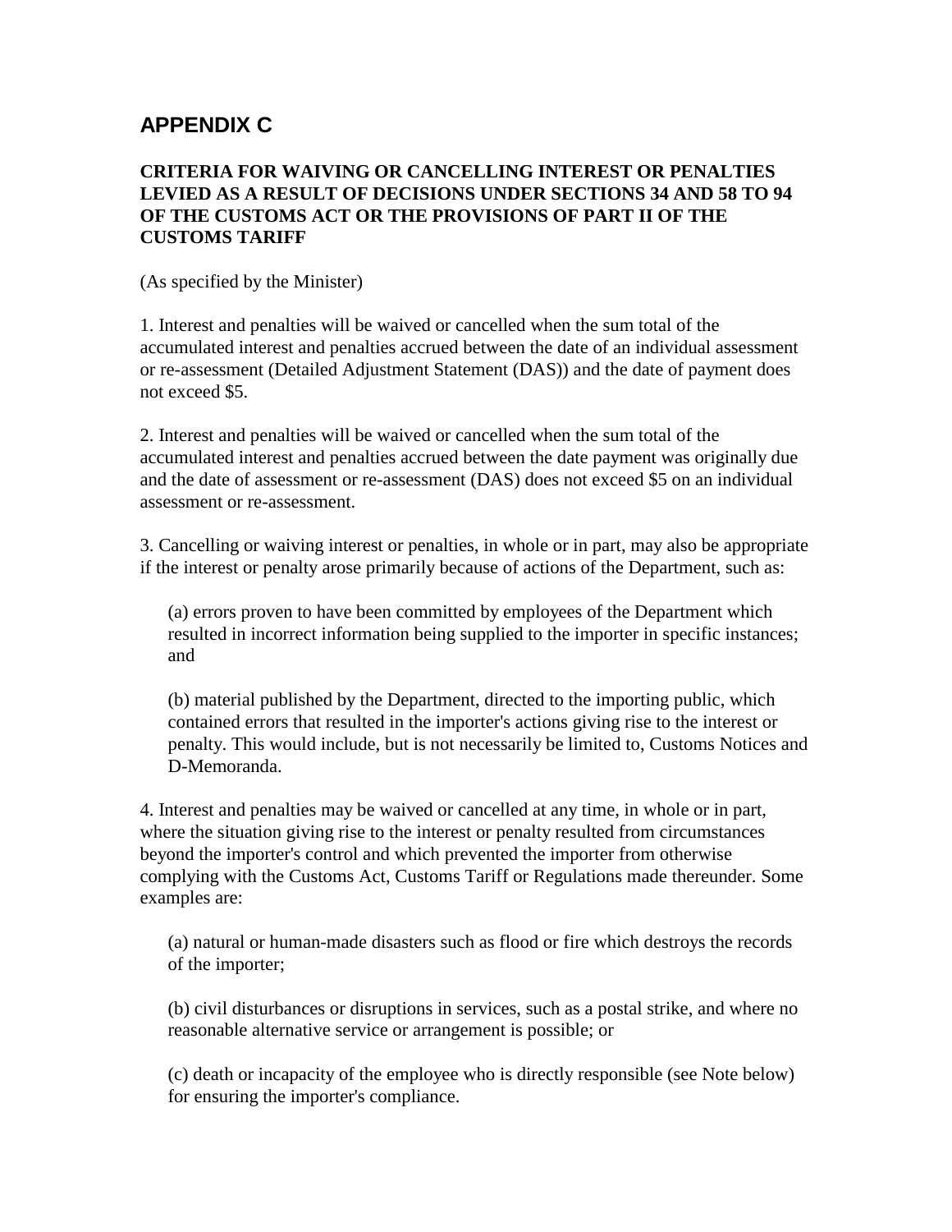## APPENDIX C

**CRITERIA FOR WAIVING OR CANCELLING INTEREST OR PENALTIES LEVIED AS A RESULT OF DECISIONS UNDER SECTIONS 34 AND 58 TO 94 OF THE CUSTOMS ACT OR THE PROVISIONS OF PART II OF THE CUSTOMS TARIFF**

(As specified by the Minister)

1. Interest and penalties will be waived or cancelled when the sum total of the accumulated interest and penalties accrued between the date of an individual assessment or re-assessment (Detailed Adjustment Statement (DAS)) and the date of payment does not exceed $5.

2. Interest and penalties will be waived or cancelled when the sum total of the accumulated interest and penalties accrued between the date payment was originally due and the date of assessment or re-assessment (DAS) does not exceed $5 on an individual assessment or re-assessment.

3. Cancelling or waiving interest or penalties, in whole or in part, may also be appropriate if the interest or penalty arose primarily because of actions of the Department, such as:

   (a) errors proven to have been committed by employees of the Department which resulted in incorrect information being supplied to the importer in specific instances; and

   (b) material published by the Department, directed to the importing public, which contained errors that resulted in the importer's actions giving rise to the interest or penalty. This would include, but is not necessarily be limited to, Customs Notices and D-Memoranda.

4. Interest and penalties may be waived or cancelled at any time, in whole or in part, where the situation giving rise to the interest or penalty resulted from circumstances beyond the importer's control and which prevented the importer from otherwise complying with the Customs Act, Customs Tariff or Regulations made thereunder. Some examples are:

   (a) natural or human-made disasters such as flood or fire which destroys the records of the importer;

   (b) civil disturbances or disruptions in services, such as a postal strike, and where no reasonable alternative service or arrangement is possible; or

   (c) death or incapacity of the employee who is directly responsible (see Note below) for ensuring the importer's compliance.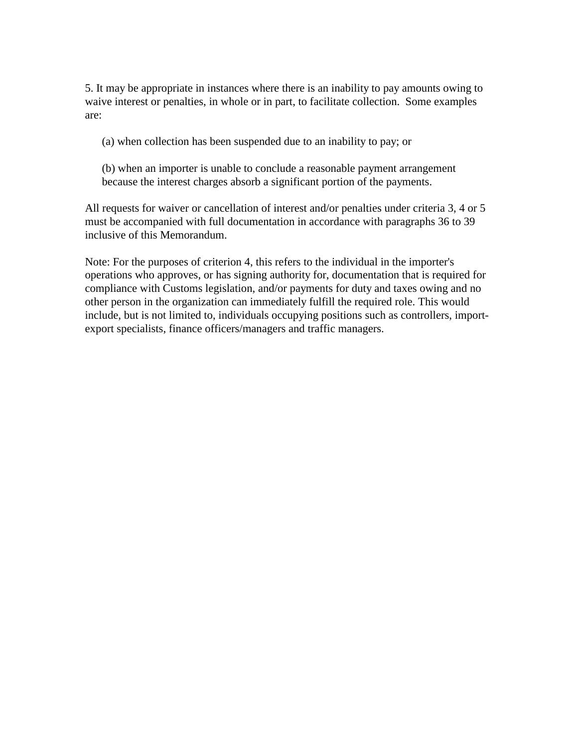5. It may be appropriate in instances where there is an inability to pay amounts owing to waive interest or penalties, in whole or in part, to facilitate collection. Some examples are:

(a) when collection has been suspended due to an inability to pay; or

(b) when an importer is unable to conclude a reasonable payment arrangement because the interest charges absorb a significant portion of the payments.

All requests for waiver or cancellation of interest and/or penalties under criteria 3, 4 or 5 must be accompanied with full documentation in accordance with paragraphs 36 to 39 inclusive of this Memorandum.

Note: For the purposes of criterion 4, this refers to the individual in the importer's operations who approves, or has signing authority for, documentation that is required for compliance with Customs legislation, and/or payments for duty and taxes owing and no other person in the organization can immediately fulfill the required role. This would include, but is not limited to, individuals occupying positions such as controllers, import-export specialists, finance officers/managers and traffic managers.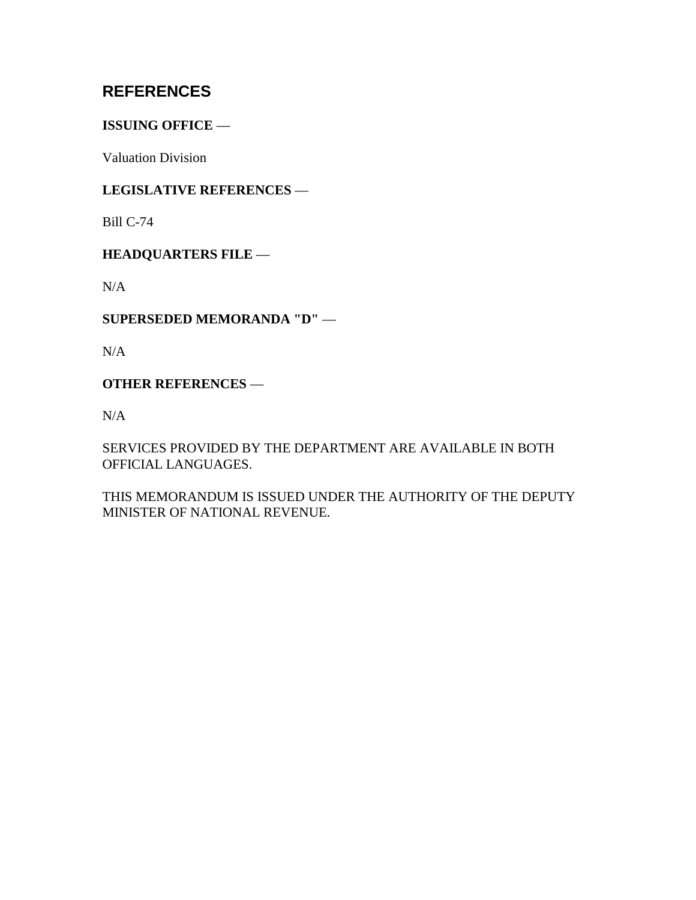## REFERENCES

**ISSUING OFFICE** —

Valuation Division

**LEGISLATIVE REFERENCES** —

Bill C-74

**HEADQUARTERS FILE** —

N/A

**SUPERSEDED MEMORANDA "D"** —

N/A

**OTHER REFERENCES** —

N/A

SERVICES PROVIDED BY THE DEPARTMENT ARE AVAILABLE IN BOTH OFFICIAL LANGUAGES.

THIS MEMORANDUM IS ISSUED UNDER THE AUTHORITY OF THE DEPUTY MINISTER OF NATIONAL REVENUE.